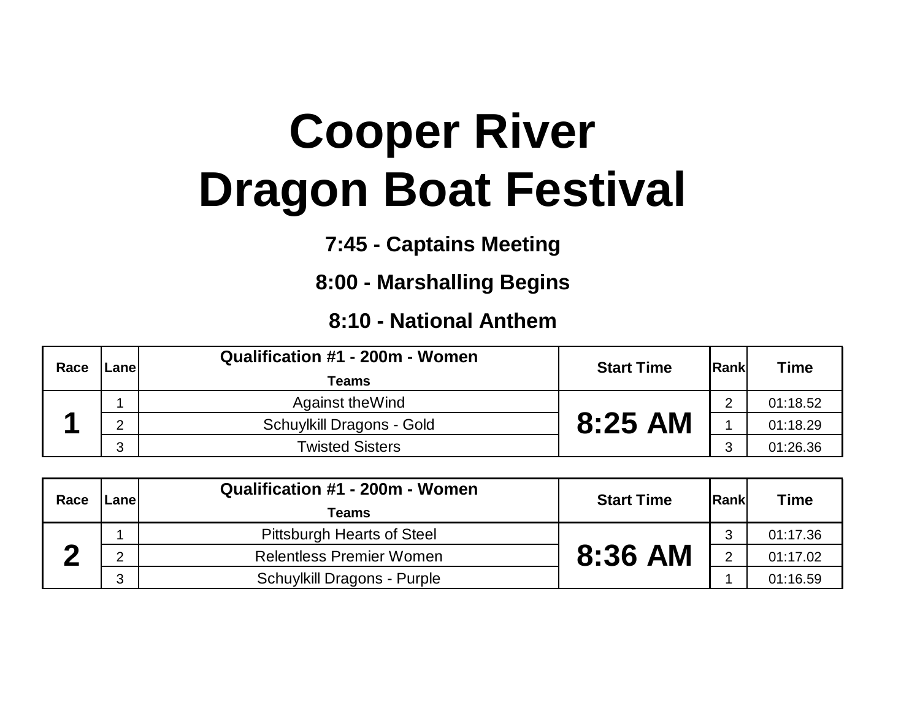# Cooper River Dragon Boat Festival

**7:45 - Captains Meeting**

**8:00 - Marshalling Begins**

**8:10 - National Anthem**

| Race | Lane | Qualification #1 - 200m - Women<br>Teams | Start Time | Rank | Time |
|---|---|---|---|---|---|
| 1 | 1 | Against theWind | 8:25 AM | 2 | 01:18.52 |
| | 2 | Schuylkill Dragons - Gold | | 1 | 01:18.29 |
| | 3 | Twisted Sisters | | 3 | 01:26.36 |

| Race | Lane | Qualification #1 - 200m - Women<br>Teams | Start Time | Rank | Time |
|---|---|---|---|---|---|
| 2 | 1 | Pittsburgh Hearts of Steel | 8:36 AM | 3 | 01:17.36 |
| | 2 | Relentless Premier Women | | 2 | 01:17.02 |
| | 3 | Schuylkill Dragons - Purple | | 1 | 01:16.59 |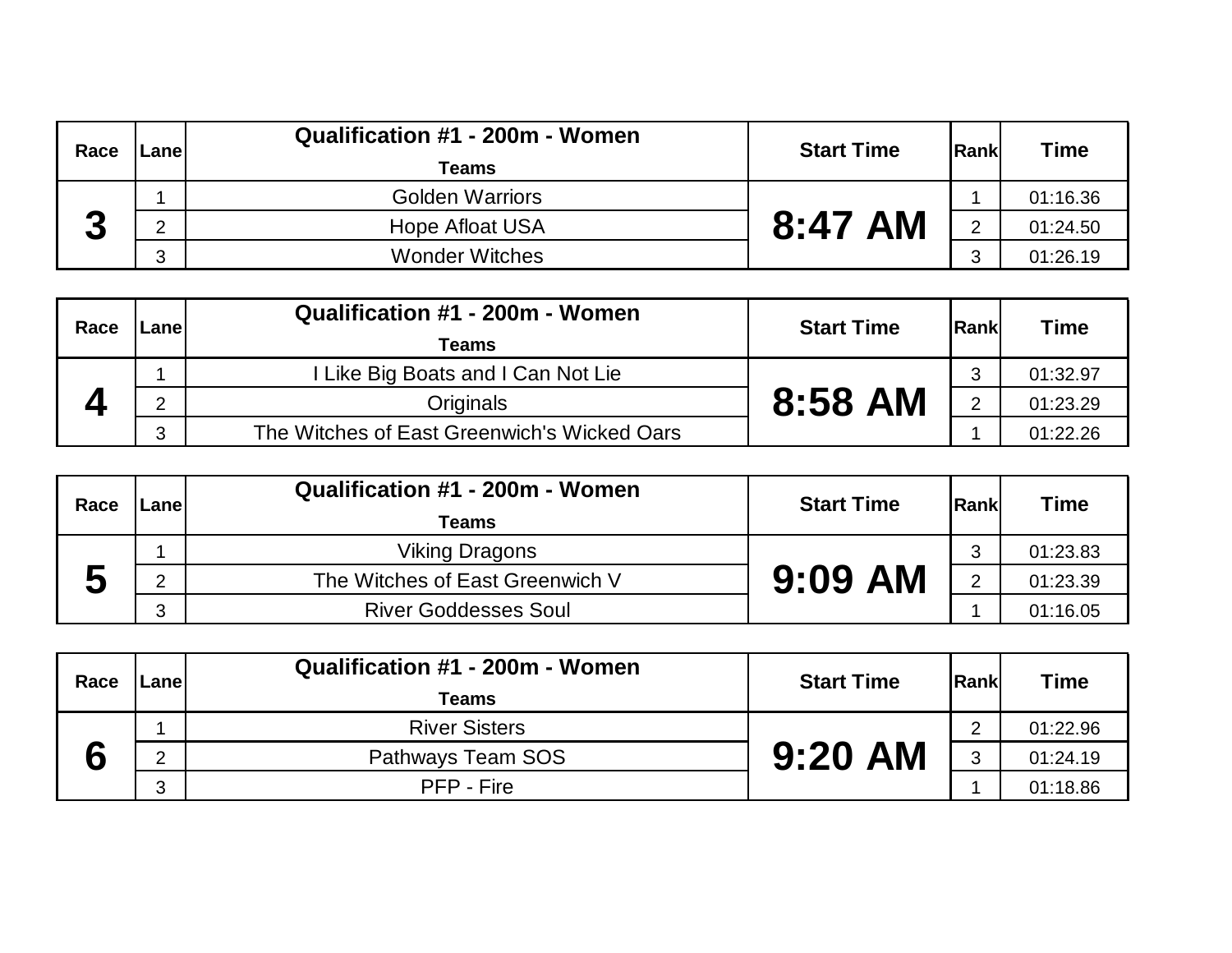| Race | Lane | Qualification #1 - 200m - Women<br>Teams | Start Time | Rank | Time |
|---|---|---|---|---|---|
| 3 | 1 | Golden Warriors | 8:47 AM | 1 | 01:16.36 |
| | 2 | Hope Afloat USA | | 2 | 01:24.50 |
| | 3 | Wonder Witches | | 3 | 01:26.19 |

| Race | Lane | Qualification #1 - 200m - Women<br>Teams | Start Time | Rank | Time |
|---|---|---|---|---|---|
| 4 | 1 | I Like Big Boats and I Can Not Lie | 8:58 AM | 3 | 01:32.97 |
| | 2 | Originals | | 2 | 01:23.29 |
| | 3 | The Witches of East Greenwich's Wicked Oars | | 1 | 01:22.26 |

| Race | Lane | Qualification #1 - 200m - Women<br>Teams | Start Time | Rank | Time |
|---|---|---|---|---|---|
| 5 | 1 | Viking Dragons | 9:09 AM | 3 | 01:23.83 |
| | 2 | The Witches of East Greenwich V | | 2 | 01:23.39 |
| | 3 | River Goddesses Soul | | 1 | 01:16.05 |

| Race | Lane | Qualification #1 - 200m - Women<br>Teams | Start Time | Rank | Time |
|---|---|---|---|---|---|
| 6 | 1 | River Sisters | 9:20 AM | 2 | 01:22.96 |
| | 2 | Pathways Team SOS | | 3 | 01:24.19 |
| | 3 | PFP - Fire | | 1 | 01:18.86 |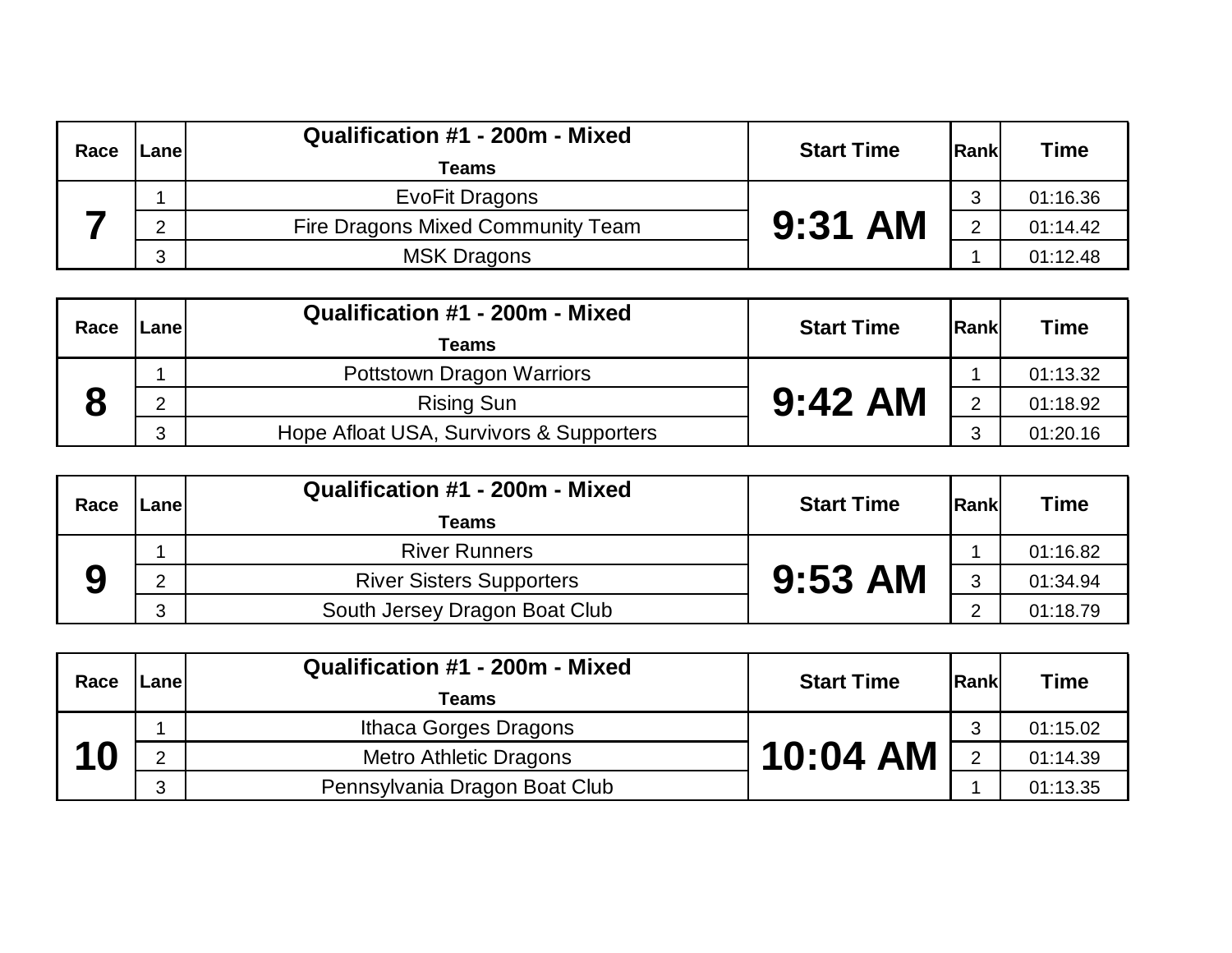| Race | Lane | Qualification #1 - 200m - Mixed<br>Teams | Start Time | Rank | Time |
|---|---|---|---|---|---|
| 7 | 1 | EvoFit Dragons | 9:31 AM | 3 | 01:16.36 |
| | 2 | Fire Dragons Mixed Community Team | | 2 | 01:14.42 |
| | 3 | MSK Dragons | | 1 | 01:12.48 |

| Race | Lane | Qualification #1 - 200m - Mixed<br>Teams | Start Time | Rank | Time |
|---|---|---|---|---|---|
| 8 | 1 | Pottstown Dragon Warriors | 9:42 AM | 1 | 01:13.32 |
| | 2 | Rising Sun | | 2 | 01:18.92 |
| | 3 | Hope Afloat USA, Survivors & Supporters | | 3 | 01:20.16 |

| Race | Lane | Qualification #1 - 200m - Mixed<br>Teams | Start Time | Rank | Time |
|---|---|---|---|---|---|
| 9 | 1 | River Runners | 9:53 AM | 1 | 01:16.82 |
| | 2 | River Sisters Supporters | | 3 | 01:34.94 |
| | 3 | South Jersey Dragon Boat Club | | 2 | 01:18.79 |

| Race | Lane | Qualification #1 - 200m - Mixed<br>Teams | Start Time | Rank | Time |
|---|---|---|---|---|---|
| 10 | 1 | Ithaca Gorges Dragons | 10:04 AM | 3 | 01:15.02 |
| | 2 | Metro Athletic Dragons | | 2 | 01:14.39 |
| | 3 | Pennsylvania Dragon Boat Club | | 1 | 01:13.35 |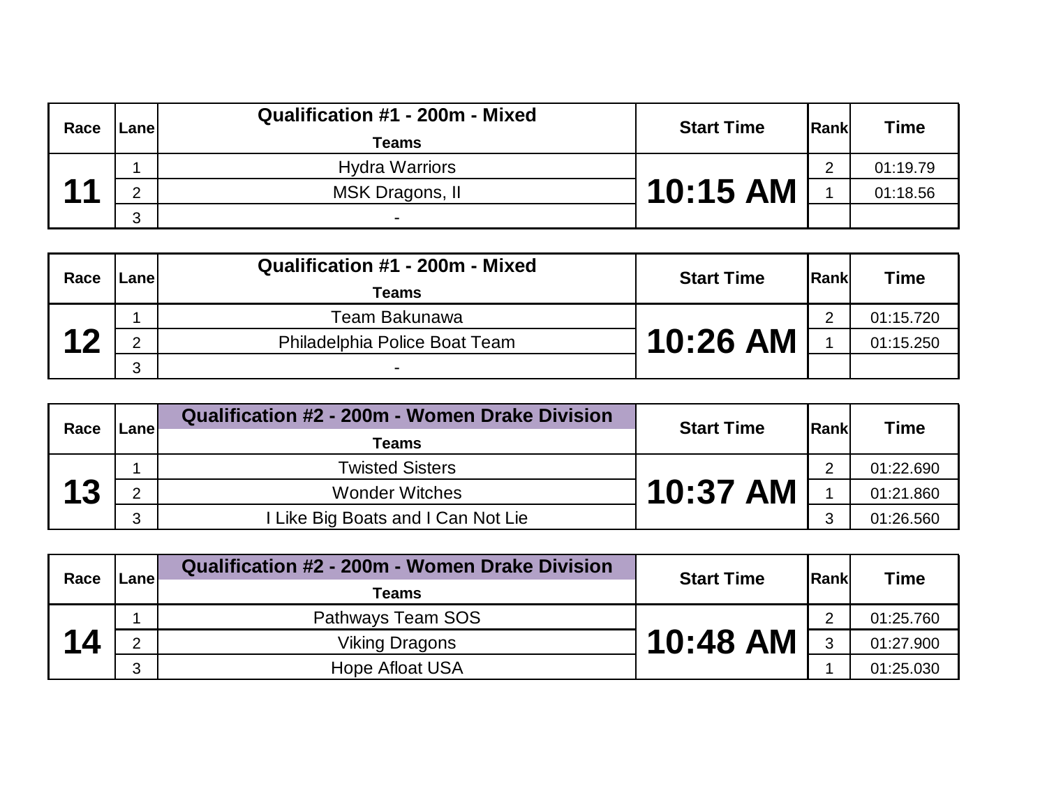| Race | Lane | Qualification #1 - 200m - Mixed<br>Teams | Start Time | Rank | Time |
|---|---|---|---|---|---|
| 11 | 1 | Hydra Warriors | 10:15 AM | 2 | 01:19.79 |
| | 2 | MSK Dragons, II | | 1 | 01:18.56 |
| | 3 | - | | | |

| Race | Lane | Qualification #1 - 200m - Mixed<br>Teams | Start Time | Rank | Time |
|---|---|---|---|---|---|
| 12 | 1 | Team Bakunawa | 10:26 AM | 2 | 01:15.720 |
| | 2 | Philadelphia Police Boat Team | | 1 | 01:15.250 |
| | 3 | - | | | |

| Race | Lane | Qualification #2 - 200m - Women Drake Division<br>Teams | Start Time | Rank | Time |
|---|---|---|---|---|---|
| 13 | 1 | Twisted Sisters | 10:37 AM | 2 | 01:22.690 |
| | 2 | Wonder Witches | | 1 | 01:21.860 |
| | 3 | I Like Big Boats and I Can Not Lie | | 3 | 01:26.560 |

| Race | Lane | Qualification #2 - 200m - Women Drake Division<br>Teams | Start Time | Rank | Time |
|---|---|---|---|---|---|
| 14 | 1 | Pathways Team SOS | 10:48 AM | 2 | 01:25.760 |
| | 2 | Viking Dragons | | 3 | 01:27.900 |
| | 3 | Hope Afloat USA | | 1 | 01:25.030 |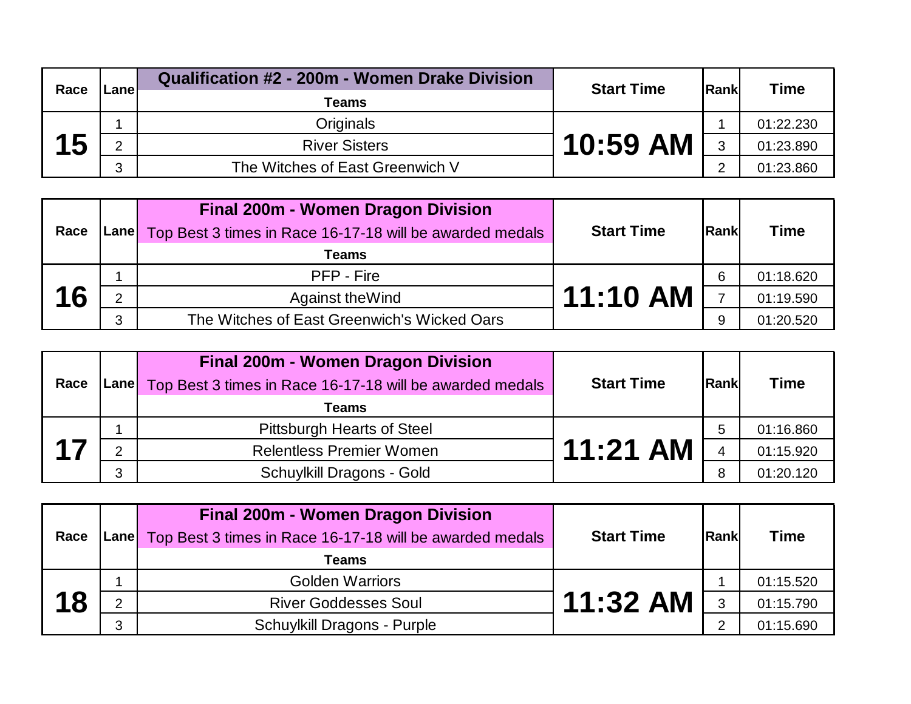| Race | Lane | Qualification #2 - 200m - Women Drake Division<br>Teams | Start Time | Rank | Time |
|---|---|---|---|---|---|
| 15 | 1 | Originals | 10:59 AM | 1 | 01:22.230 |
| | 2 | River Sisters | | 3 | 01:23.890 |
| | 3 | The Witches of East Greenwich V | | 2 | 01:23.860 |

| Race | Lane | Final 200m - Women Dragon Division<br>Top Best 3 times in Race 16-17-18 will be awarded medals<br>Teams | Start Time | Rank | Time |
|---|---|---|---|---|---|
| 16 | 1 | PFP - Fire | 11:10 AM | 6 | 01:18.620 |
| | 2 | Against theWind | | 7 | 01:19.590 |
| | 3 | The Witches of East Greenwich's Wicked Oars | | 9 | 01:20.520 |

| Race | Lane | Final 200m - Women Dragon Division<br>Top Best 3 times in Race 16-17-18 will be awarded medals<br>Teams | Start Time | Rank | Time |
|---|---|---|---|---|---|
| 17 | 1 | Pittsburgh Hearts of Steel | 11:21 AM | 5 | 01:16.860 |
| | 2 | Relentless Premier Women | | 4 | 01:15.920 |
| | 3 | Schuylkill Dragons - Gold | | 8 | 01:20.120 |

| Race | Lane | Final 200m - Women Dragon Division<br>Top Best 3 times in Race 16-17-18 will be awarded medals<br>Teams | Start Time | Rank | Time |
|---|---|---|---|---|---|
| 18 | 1 | Golden Warriors | 11:32 AM | 1 | 01:15.520 |
| | 2 | River Goddesses Soul | | 3 | 01:15.790 |
| | 3 | Schuylkill Dragons - Purple | | 2 | 01:15.690 |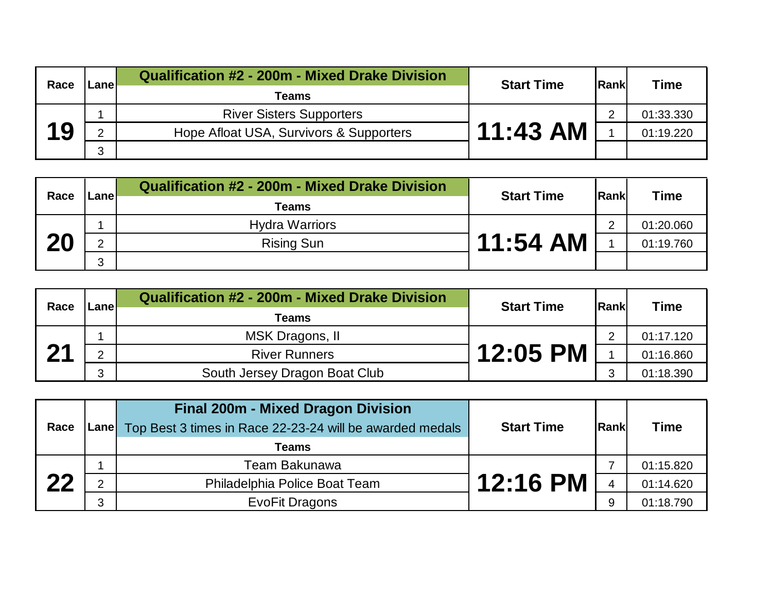| Race | Lane | Qualification #2 - 200m - Mixed Drake Division<br>Teams | Start Time | Rank | Time |
|---|---|---|---|---|---|
| 19 | 1 | River Sisters Supporters | 11:43 AM | 2 | 01:33.330 |
| | 2 | Hope Afloat USA, Survivors & Supporters | | 1 | 01:19.220 |
| | 3 | | | | |

| Race | Lane | Qualification #2 - 200m - Mixed Drake Division<br>Teams | Start Time | Rank | Time |
|---|---|---|---|---|---|
| 20 | 1 | Hydra Warriors | 11:54 AM | 2 | 01:20.060 |
| | 2 | Rising Sun | | 1 | 01:19.760 |
| | 3 | | | | |

| Race | Lane | Qualification #2 - 200m - Mixed Drake Division<br>Teams | Start Time | Rank | Time |
|---|---|---|---|---|---|
| 21 | 1 | MSK Dragons, II | 12:05 PM | 2 | 01:17.120 |
| | 2 | River Runners | | 1 | 01:16.860 |
| | 3 | South Jersey Dragon Boat Club | | 3 | 01:18.390 |

| Race | Lane | Final 200m - Mixed Dragon Division<br>Top Best 3 times in Race 22-23-24 will be awarded medals<br>Teams | Start Time | Rank | Time |
|---|---|---|---|---|---|
| 22 | 1 | Team Bakunawa | 12:16 PM | 7 | 01:15.820 |
| | 2 | Philadelphia Police Boat Team | | 4 | 01:14.620 |
| | 3 | EvoFit Dragons | | 9 | 01:18.790 |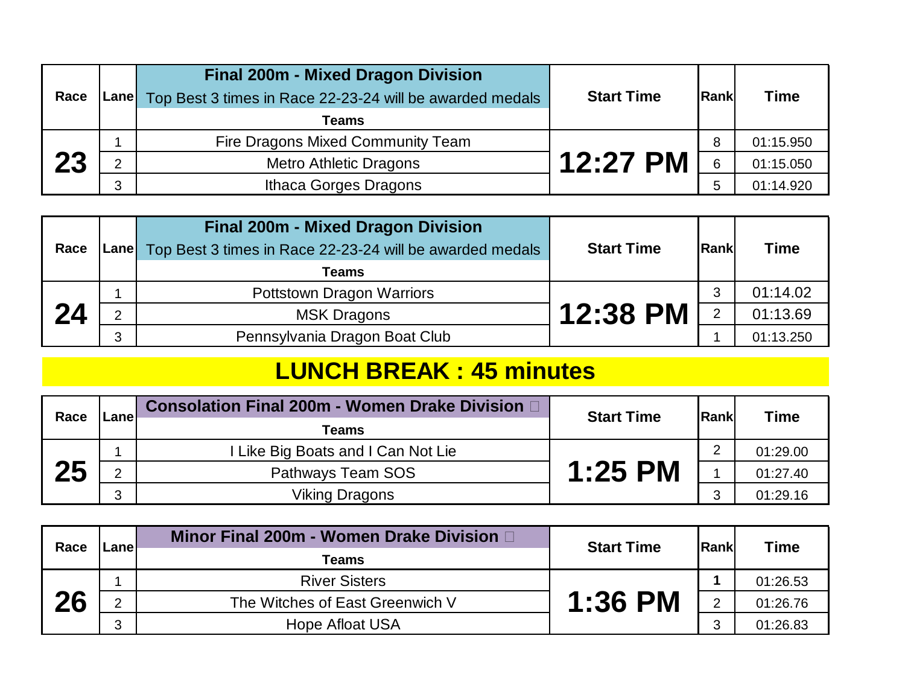| Race | Lane | Final 200m - Mixed Dragon Division<br>Top Best 3 times in Race 22-23-24 will be awarded medals<br>Teams | Start Time | Rank | Time |
|---|---|---|---|---|---|
| 23 | 1 | Fire Dragons Mixed Community Team | 12:27 PM | 8 | 01:15.950 |
| | 2 | Metro Athletic Dragons | | 6 | 01:15.050 |
| | 3 | Ithaca Gorges Dragons | | 5 | 01:14.920 |

| Race | Lane | Final 200m - Mixed Dragon Division<br>Top Best 3 times in Race 22-23-24 will be awarded medals<br>Teams | Start Time | Rank | Time |
|---|---|---|---|---|---|
| 24 | 1 | Pottstown Dragon Warriors | 12:38 PM | 3 | 01:14.02 |
| | 2 | MSK Dragons | | 2 | 01:13.69 |
| | 3 | Pennsylvania Dragon Boat Club | | 1 | 01:13.250 |

## LUNCH BREAK : 45 minutes

| Race | Lane | Consolation Final 200m - Women Drake Division<br>Teams | Start Time | Rank | Time |
|---|---|---|---|---|---|
| 25 | 1 | I Like Big Boats and I Can Not Lie | 1:25 PM | 2 | 01:29.00 |
| | 2 | Pathways Team SOS | | 1 | 01:27.40 |
| | 3 | Viking Dragons | | 3 | 01:29.16 |

| Race | Lane | Minor Final 200m - Women Drake Division<br>Teams | Start Time | Rank | Time |
|---|---|---|---|---|---|
| 26 | 1 | River Sisters | 1:36 PM | **1** | 01:26.53 |
| | 2 | The Witches of East Greenwich V | | 2 | 01:26.76 |
| | 3 | Hope Afloat USA | | 3 | 01:26.83 |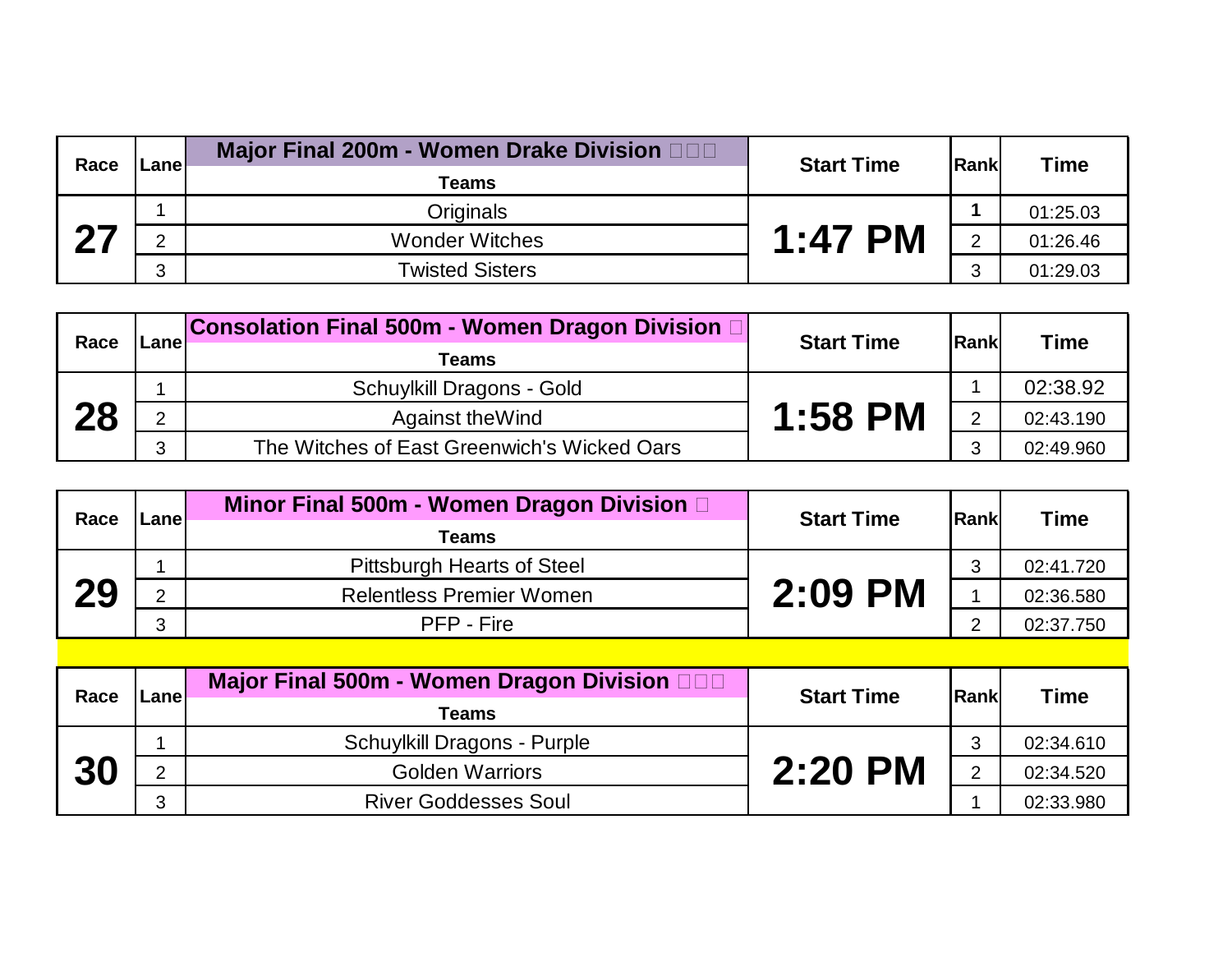| Race | Lane | Major Final 200m - Women Drake Division □□□ Teams | Start Time | Rank | Time |
|---|---|---|---|---|---|
| 27 | 1 | Originals | 1:47 PM | **1** | 01:25.03 |
| | 2 | Wonder Witches | | 2 | 01:26.46 |
| | 3 | Twisted Sisters | | 3 | 01:29.03 |

| Race | Lane | Consolation Final 500m - Women Dragon Division □ Teams | Start Time | Rank | Time |
|---|---|---|---|---|---|
| 28 | 1 | Schuylkill Dragons - Gold | 1:58 PM | 1 | 02:38.92 |
| | 2 | Against theWind | | 2 | 02:43.190 |
| | 3 | The Witches of East Greenwich's Wicked Oars | | 3 | 02:49.960 |

| Race | Lane | Minor Final 500m - Women Dragon Division □ Teams | Start Time | Rank | Time |
|---|---|---|---|---|---|
| 29 | 1 | Pittsburgh Hearts of Steel | 2:09 PM | 3 | 02:41.720 |
| | 2 | Relentless Premier Women | | 1 | 02:36.580 |
| | 3 | PFP - Fire | | 2 | 02:37.750 |

| Race | Lane | Major Final 500m - Women Dragon Division □□□ Teams | Start Time | Rank | Time |
|---|---|---|---|---|---|
| 30 | 1 | Schuylkill Dragons - Purple | 2:20 PM | 3 | 02:34.610 |
| | 2 | Golden Warriors | | 2 | 02:34.520 |
| | 3 | River Goddesses Soul | | 1 | 02:33.980 |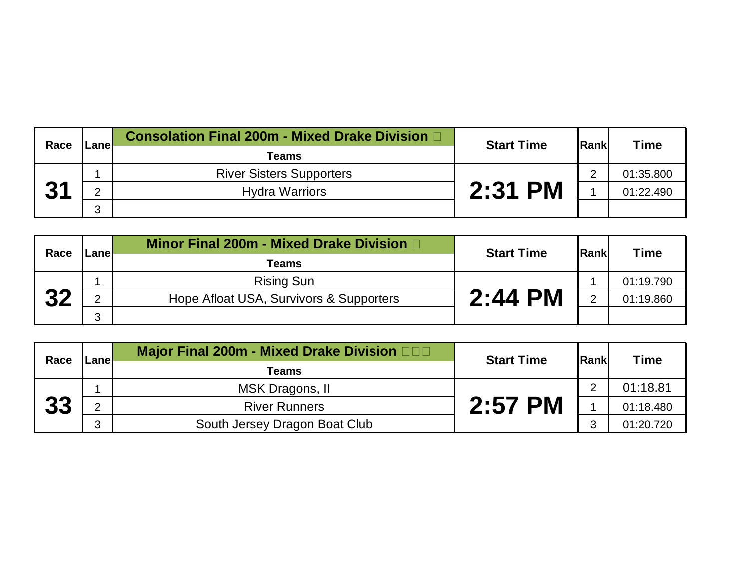| Race | Lane | Consolation Final 200m - Mixed Drake Division<br>Teams | Start Time | Rank | Time |
|---|---|---|---|---|---|
| 31 | 1 | River Sisters Supporters | 2:31 PM | 2 | 01:35.800 |
| | 2 | Hydra Warriors | | 1 | 01:22.490 |
| | 3 | | | | |

| Race | Lane | Minor Final 200m - Mixed Drake Division<br>Teams | Start Time | Rank | Time |
|---|---|---|---|---|---|
| 32 | 1 | Rising Sun | 2:44 PM | 1 | 01:19.790 |
| | 2 | Hope Afloat USA, Survivors & Supporters | | 2 | 01:19.860 |
| | 3 | | | | |

| Race | Lane | Major Final 200m - Mixed Drake Division<br>Teams | Start Time | Rank | Time |
|---|---|---|---|---|---|
| 33 | 1 | MSK Dragons, II | 2:57 PM | 2 | 01:18.81 |
| | 2 | River Runners | | 1 | 01:18.480 |
| | 3 | South Jersey Dragon Boat Club | | 3 | 01:20.720 |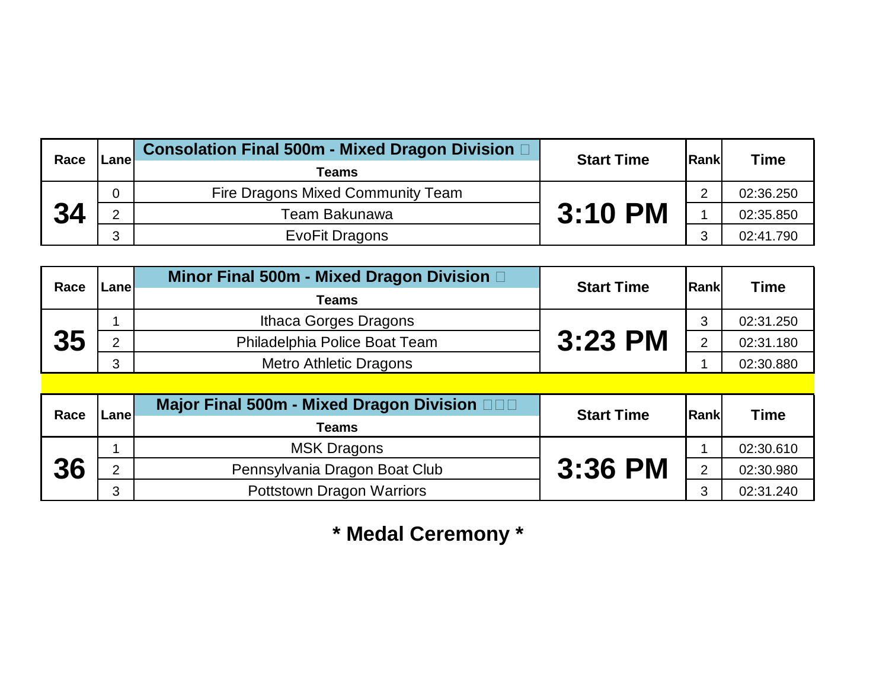| Race | Lane | Consolation Final 500m - Mixed Dragon Division 🏅<br>Teams | Start Time | Rank | Time |
|---|---|---|---|---|---|
| 34 | 0 | Fire Dragons Mixed Community Team | 3:10 PM | 2 | 02:36.250 |
| | 2 | Team Bakunawa | | 1 | 02:35.850 |
| | 3 | EvoFit Dragons | | 3 | 02:41.790 |

| Race | Lane | Minor Final 500m - Mixed Dragon Division 🏅<br>Teams | Start Time | Rank | Time |
|---|---|---|---|---|---|
| 35 | 1 | Ithaca Gorges Dragons | 3:23 PM | 3 | 02:31.250 |
| | 2 | Philadelphia Police Boat Team | | 2 | 02:31.180 |
| | 3 | Metro Athletic Dragons | | 1 | 02:30.880 |

| Race | Lane | Major Final 500m - Mixed Dragon Division 🏅🏅🏅<br>Teams | Start Time | Rank | Time |
|---|---|---|---|---|---|
| 36 | 1 | MSK Dragons | 3:36 PM | 1 | 02:30.610 |
| | 2 | Pennsylvania Dragon Boat Club | | 2 | 02:30.980 |
| | 3 | Pottstown Dragon Warriors | | 3 | 02:31.240 |

**\* Medal Ceremony \***